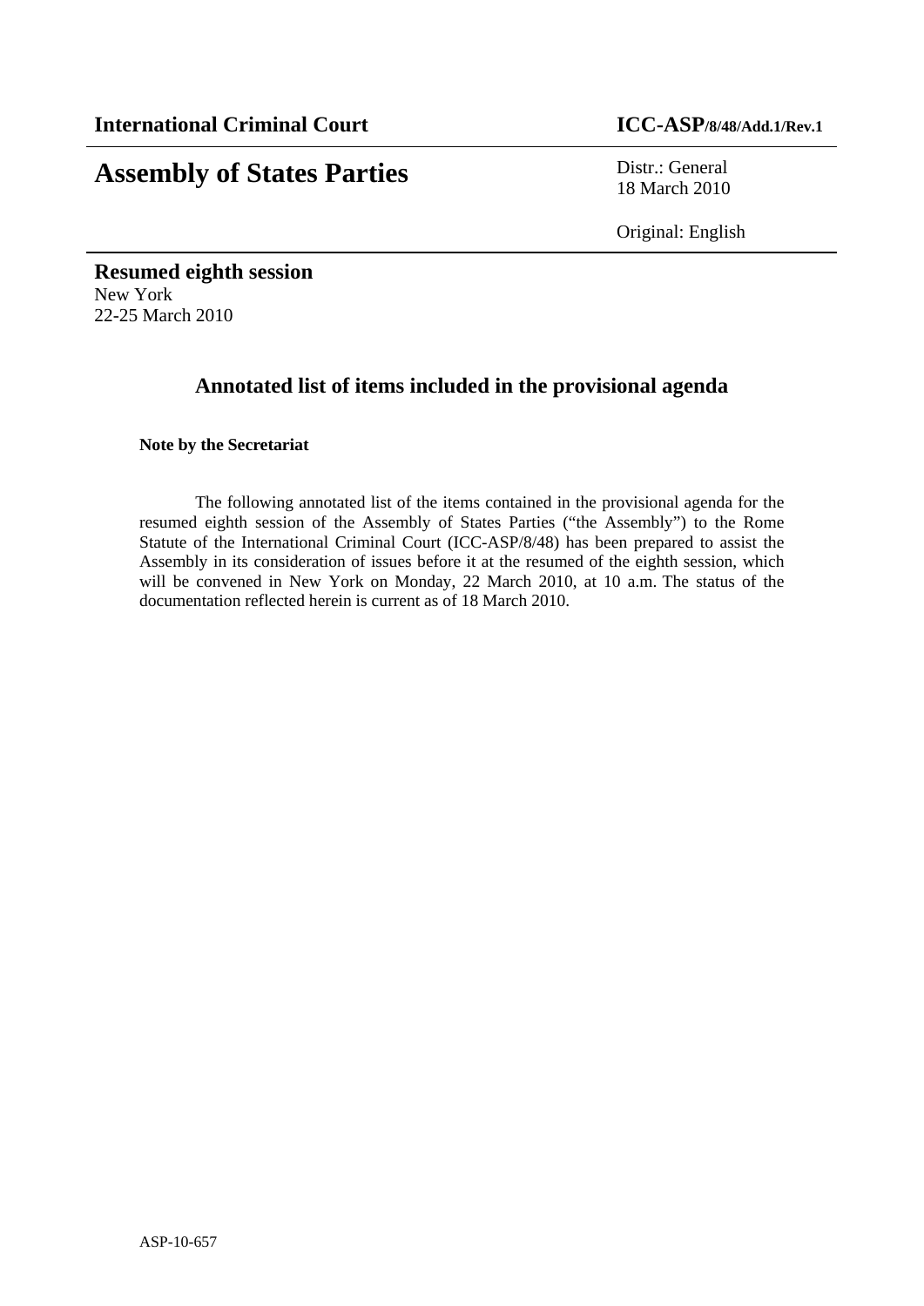**International Criminal Court** **ICC-ASP/8/48/Add.1/Rev.1**

# Assembly of States Parties

Distr.: General
18 March 2010

Original: English

**Resumed eighth session**
New York
22-25 March 2010

## Annotated list of items included in the provisional agenda

**Note by the Secretariat**

The following annotated list of the items contained in the provisional agenda for the resumed eighth session of the Assembly of States Parties ("the Assembly") to the Rome Statute of the International Criminal Court (ICC-ASP/8/48) has been prepared to assist the Assembly in its consideration of issues before it at the resumed of the eighth session, which will be convened in New York on Monday, 22 March 2010, at 10 a.m. The status of the documentation reflected herein is current as of 18 March 2010.

ASP-10-657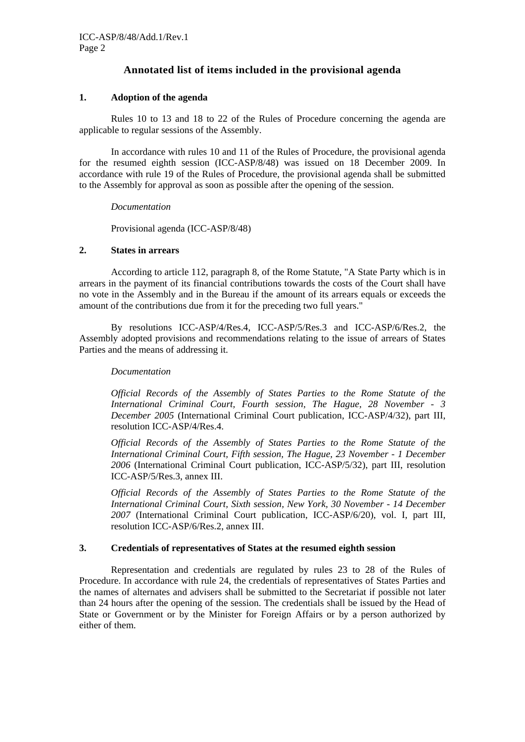## Annotated list of items included in the provisional agenda

### 1. Adoption of the agenda

Rules 10 to 13 and 18 to 22 of the Rules of Procedure concerning the agenda are applicable to regular sessions of the Assembly.

In accordance with rules 10 and 11 of the Rules of Procedure, the provisional agenda for the resumed eighth session (ICC-ASP/8/48) was issued on 18 December 2009. In accordance with rule 19 of the Rules of Procedure, the provisional agenda shall be submitted to the Assembly for approval as soon as possible after the opening of the session.

*Documentation*

Provisional agenda (ICC-ASP/8/48)

### 2. States in arrears

According to article 112, paragraph 8, of the Rome Statute, "A State Party which is in arrears in the payment of its financial contributions towards the costs of the Court shall have no vote in the Assembly and in the Bureau if the amount of its arrears equals or exceeds the amount of the contributions due from it for the preceding two full years."

By resolutions ICC-ASP/4/Res.4, ICC-ASP/5/Res.3 and ICC-ASP/6/Res.2, the Assembly adopted provisions and recommendations relating to the issue of arrears of States Parties and the means of addressing it.

*Documentation*

*Official Records of the Assembly of States Parties to the Rome Statute of the International Criminal Court, Fourth session, The Hague, 28 November - 3 December 2005* (International Criminal Court publication, ICC-ASP/4/32), part III, resolution ICC-ASP/4/Res.4.

*Official Records of the Assembly of States Parties to the Rome Statute of the International Criminal Court, Fifth session, The Hague, 23 November - 1 December 2006* (International Criminal Court publication, ICC-ASP/5/32), part III, resolution ICC-ASP/5/Res.3, annex III.

*Official Records of the Assembly of States Parties to the Rome Statute of the International Criminal Court, Sixth session, New York, 30 November - 14 December 2007* (International Criminal Court publication, ICC-ASP/6/20), vol. I, part III, resolution ICC-ASP/6/Res.2, annex III.

### 3. Credentials of representatives of States at the resumed eighth session

Representation and credentials are regulated by rules 23 to 28 of the Rules of Procedure. In accordance with rule 24, the credentials of representatives of States Parties and the names of alternates and advisers shall be submitted to the Secretariat if possible not later than 24 hours after the opening of the session. The credentials shall be issued by the Head of State or Government or by the Minister for Foreign Affairs or by a person authorized by either of them.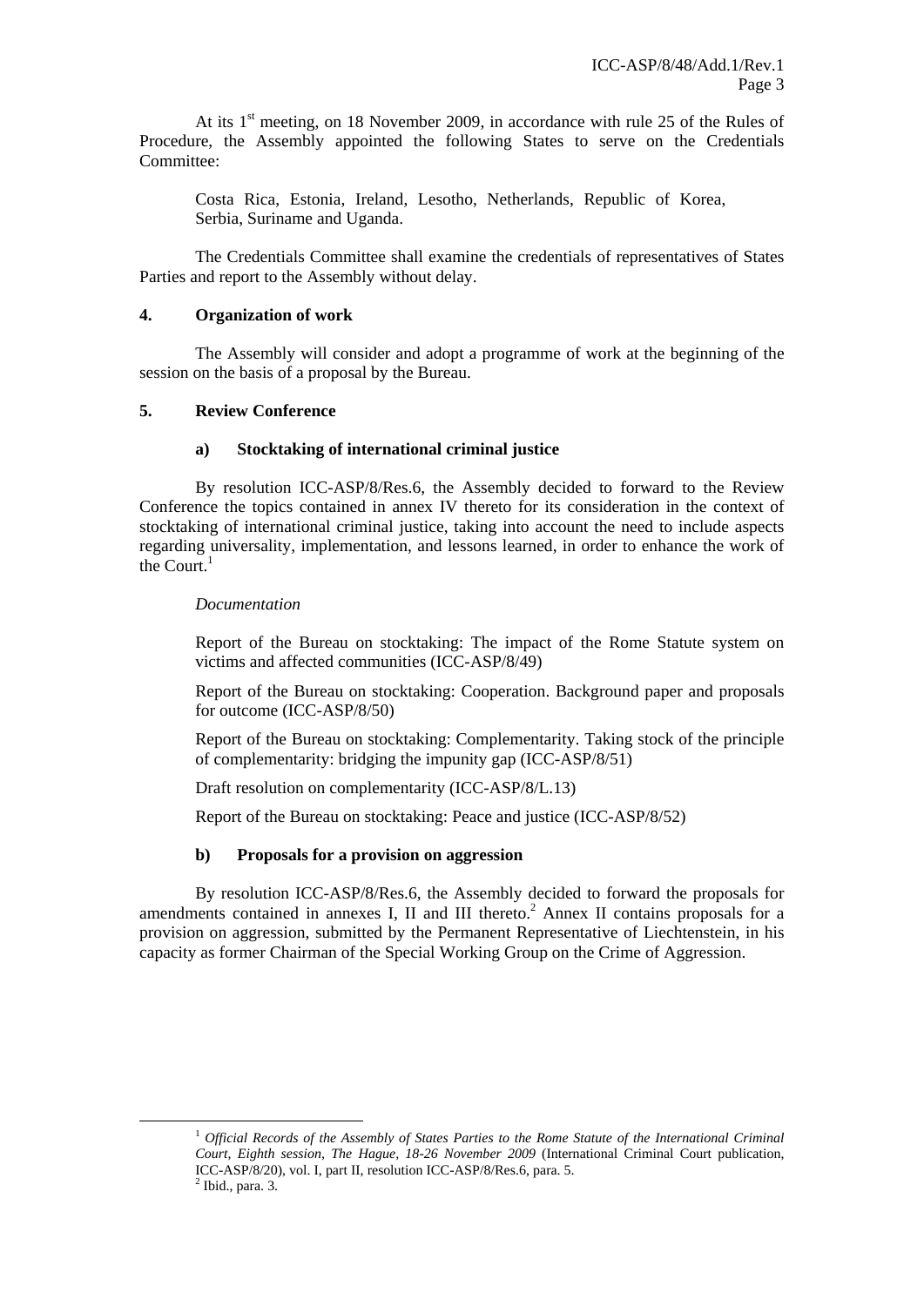At its 1st meeting, on 18 November 2009, in accordance with rule 25 of the Rules of Procedure, the Assembly appointed the following States to serve on the Credentials Committee:

> Costa Rica, Estonia, Ireland, Lesotho, Netherlands, Republic of Korea, Serbia, Suriname and Uganda.

The Credentials Committee shall examine the credentials of representatives of States Parties and report to the Assembly without delay.

## 4. Organization of work

The Assembly will consider and adopt a programme of work at the beginning of the session on the basis of a proposal by the Bureau.

## 5. Review Conference

### a) Stocktaking of international criminal justice

By resolution ICC-ASP/8/Res.6, the Assembly decided to forward to the Review Conference the topics contained in annex IV thereto for its consideration in the context of stocktaking of international criminal justice, taking into account the need to include aspects regarding universality, implementation, and lessons learned, in order to enhance the work of the Court.[1]

*Documentation*

Report of the Bureau on stocktaking: The impact of the Rome Statute system on victims and affected communities (ICC-ASP/8/49)

Report of the Bureau on stocktaking: Cooperation. Background paper and proposals for outcome (ICC-ASP/8/50)

Report of the Bureau on stocktaking: Complementarity. Taking stock of the principle of complementarity: bridging the impunity gap (ICC-ASP/8/51)

Draft resolution on complementarity (ICC-ASP/8/L.13)

Report of the Bureau on stocktaking: Peace and justice (ICC-ASP/8/52)

### b) Proposals for a provision on aggression

By resolution ICC-ASP/8/Res.6, the Assembly decided to forward the proposals for amendments contained in annexes I, II and III thereto.[2] Annex II contains proposals for a provision on aggression, submitted by the Permanent Representative of Liechtenstein, in his capacity as former Chairman of the Special Working Group on the Crime of Aggression.

---

[1] *Official Records of the Assembly of States Parties to the Rome Statute of the International Criminal Court, Eighth session, The Hague, 18-26 November 2009* (International Criminal Court publication, ICC-ASP/8/20), vol. I, part II, resolution ICC-ASP/8/Res.6, para. 5.

[2] Ibid., para. 3.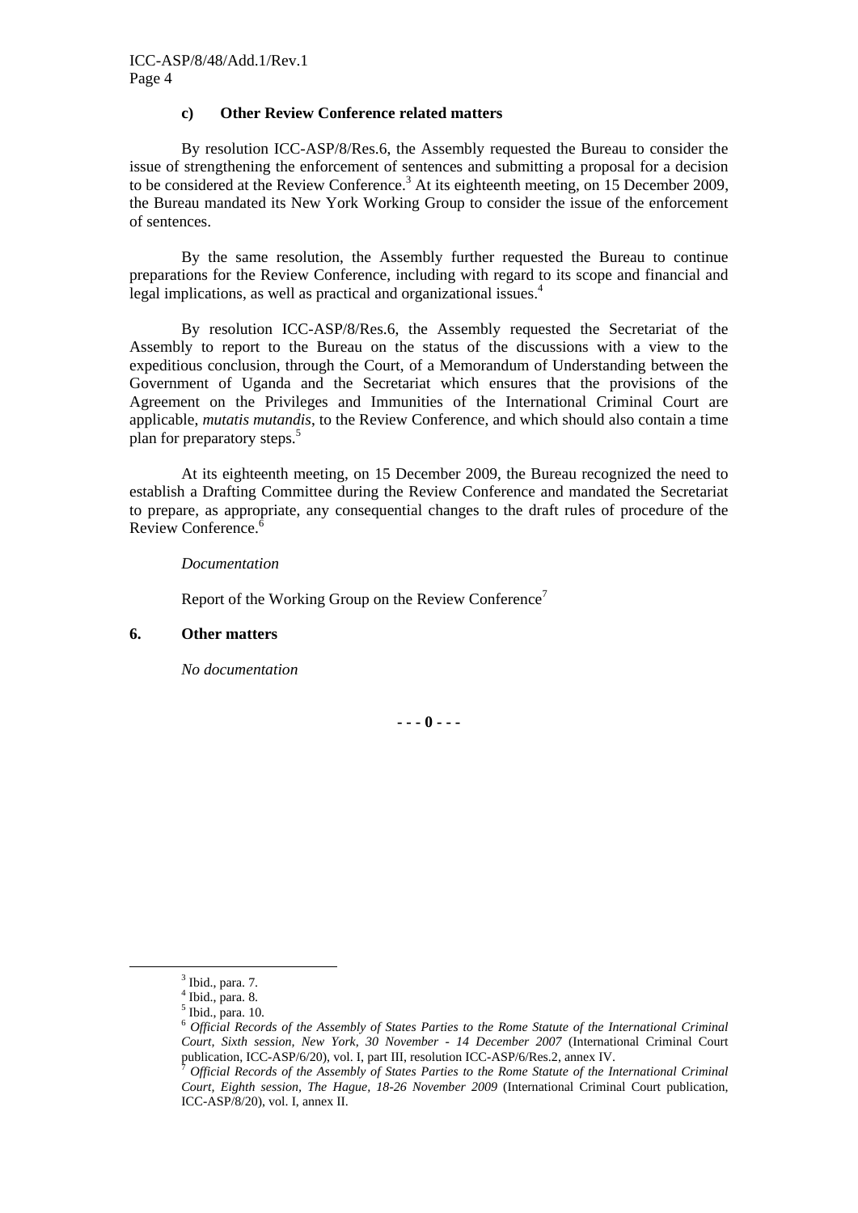#### c) Other Review Conference related matters

By resolution ICC-ASP/8/Res.6, the Assembly requested the Bureau to consider the issue of strengthening the enforcement of sentences and submitting a proposal for a decision to be considered at the Review Conference.[3] At its eighteenth meeting, on 15 December 2009, the Bureau mandated its New York Working Group to consider the issue of the enforcement of sentences.

By the same resolution, the Assembly further requested the Bureau to continue preparations for the Review Conference, including with regard to its scope and financial and legal implications, as well as practical and organizational issues.[4]

By resolution ICC-ASP/8/Res.6, the Assembly requested the Secretariat of the Assembly to report to the Bureau on the status of the discussions with a view to the expeditious conclusion, through the Court, of a Memorandum of Understanding between the Government of Uganda and the Secretariat which ensures that the provisions of the Agreement on the Privileges and Immunities of the International Criminal Court are applicable, *mutatis mutandis*, to the Review Conference, and which should also contain a time plan for preparatory steps.[5]

At its eighteenth meeting, on 15 December 2009, the Bureau recognized the need to establish a Drafting Committee during the Review Conference and mandated the Secretariat to prepare, as appropriate, any consequential changes to the draft rules of procedure of the Review Conference.[6]

*Documentation*

Report of the Working Group on the Review Conference[7]

### 6. Other matters

*No documentation*

**- - - 0 - - -**

---

[3] Ibid., para. 7.

[4] Ibid., para. 8.

[5] Ibid., para. 10.

[6] *Official Records of the Assembly of States Parties to the Rome Statute of the International Criminal Court, Sixth session, New York, 30 November - 14 December 2007* (International Criminal Court publication, ICC-ASP/6/20), vol. I, part III, resolution ICC-ASP/6/Res.2, annex IV.

[7] *Official Records of the Assembly of States Parties to the Rome Statute of the International Criminal Court, Eighth session, The Hague, 18-26 November 2009* (International Criminal Court publication, ICC-ASP/8/20), vol. I, annex II.